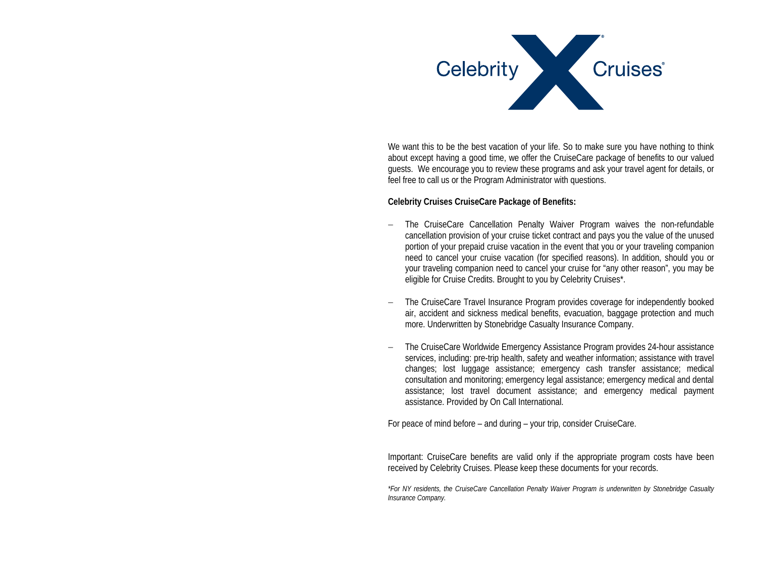Celebrity Cruises®

We want this to be the best vacation of your life. So to make sure you have nothing to think about except having a good time, we offer the CruiseCare package of benefits to our valued guests. We encourage you to review these programs and ask your travel agent for details, or feel free to call us or the Program Administrator with questions.

**Celebrity Cruises CruiseCare Package of Benefits:**

- The CruiseCare Cancellation Penalty Waiver Program waives the non-refundable cancellation provision of your cruise ticket contract and pays you the value of the unused portion of your prepaid cruise vacation in the event that you or your traveling companion need to cancel your cruise vacation (for specified reasons). In addition, should you or your traveling companion need to cancel your cruise for "any other reason", you may be eligible for Cruise Credits. Brought to you by Celebrity Cruises*.

- The CruiseCare Travel Insurance Program provides coverage for independently booked air, accident and sickness medical benefits, evacuation, baggage protection and much more. Underwritten by Stonebridge Casualty Insurance Company.

- The CruiseCare Worldwide Emergency Assistance Program provides 24-hour assistance services, including: pre-trip health, safety and weather information; assistance with travel changes; lost luggage assistance; emergency cash transfer assistance; medical consultation and monitoring; emergency legal assistance; emergency medical and dental assistance; lost travel document assistance; and emergency medical payment assistance. Provided by On Call International.

For peace of mind before – and during – your trip, consider CruiseCare.

Important: CruiseCare benefits are valid only if the appropriate program costs have been received by Celebrity Cruises. Please keep these documents for your records.

*\*For NY residents, the CruiseCare Cancellation Penalty Waiver Program is underwritten by Stonebridge Casualty Insurance Company.*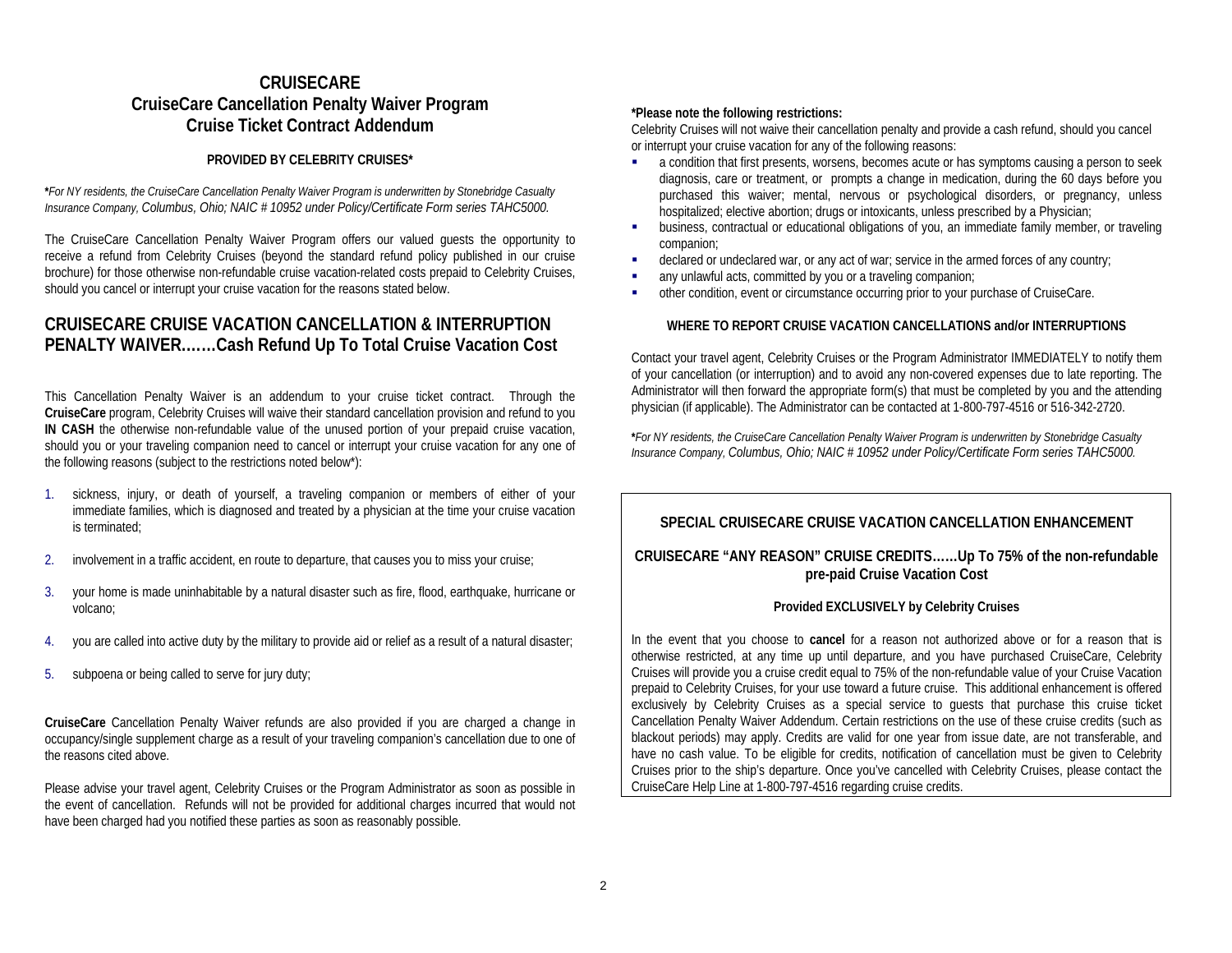# CRUISECARE
## CruiseCare Cancellation Penalty Waiver Program
## Cruise Ticket Contract Addendum

**PROVIDED BY CELEBRITY CRUISES***

***For NY residents, the CruiseCare Cancellation Penalty Waiver Program is underwritten by Stonebridge Casualty Insurance Company, Columbus, Ohio; NAIC # 10952 under Policy/Certificate Form series TAHC5000.***

The CruiseCare Cancellation Penalty Waiver Program offers our valued guests the opportunity to receive a refund from Celebrity Cruises (beyond the standard refund policy published in our cruise brochure) for those otherwise non-refundable cruise vacation-related costs prepaid to Celebrity Cruises, should you cancel or interrupt your cruise vacation for the reasons stated below.

## CRUISECARE CRUISE VACATION CANCELLATION & INTERRUPTION PENALTY WAIVER…….Cash Refund Up To Total Cruise Vacation Cost

This Cancellation Penalty Waiver is an addendum to your cruise ticket contract. Through the **CruiseCare** program, Celebrity Cruises will waive their standard cancellation provision and refund to you **IN CASH** the otherwise non-refundable value of the unused portion of your prepaid cruise vacation, should you or your traveling companion need to cancel or interrupt your cruise vacation for any one of the following reasons (subject to the restrictions noted below*):

1. sickness, injury, or death of yourself, a traveling companion or members of either of your immediate families, which is diagnosed and treated by a physician at the time your cruise vacation is terminated;
2. involvement in a traffic accident, en route to departure, that causes you to miss your cruise;
3. your home is made uninhabitable by a natural disaster such as fire, flood, earthquake, hurricane or volcano;
4. you are called into active duty by the military to provide aid or relief as a result of a natural disaster;
5. subpoena or being called to serve for jury duty;

**CruiseCare** Cancellation Penalty Waiver refunds are also provided if you are charged a change in occupancy/single supplement charge as a result of your traveling companion's cancellation due to one of the reasons cited above.

Please advise your travel agent, Celebrity Cruises or the Program Administrator as soon as possible in the event of cancellation. Refunds will not be provided for additional charges incurred that would not have been charged had you notified these parties as soon as reasonably possible.

**\*Please note the following restrictions:**
Celebrity Cruises will not waive their cancellation penalty and provide a cash refund, should you cancel or interrupt your cruise vacation for any of the following reasons:

- a condition that first presents, worsens, becomes acute or has symptoms causing a person to seek diagnosis, care or treatment, or prompts a change in medication, during the 60 days before you purchased this waiver; mental, nervous or psychological disorders, or pregnancy, unless hospitalized; elective abortion; drugs or intoxicants, unless prescribed by a Physician;
- business, contractual or educational obligations of you, an immediate family member, or traveling companion;
- declared or undeclared war, or any act of war; service in the armed forces of any country;
- any unlawful acts, committed by you or a traveling companion;
- other condition, event or circumstance occurring prior to your purchase of CruiseCare.

**WHERE TO REPORT CRUISE VACATION CANCELLATIONS and/or INTERRUPTIONS**

Contact your travel agent, Celebrity Cruises or the Program Administrator IMMEDIATELY to notify them of your cancellation (or interruption) and to avoid any non-covered expenses due to late reporting. The Administrator will then forward the appropriate form(s) that must be completed by you and the attending physician (if applicable). The Administrator can be contacted at 1-800-797-4516 or 516-342-2720.

***For NY residents, the CruiseCare Cancellation Penalty Waiver Program is underwritten by Stonebridge Casualty Insurance Company, Columbus, Ohio; NAIC # 10952 under Policy/Certificate Form series TAHC5000.***

### SPECIAL CRUISECARE CRUISE VACATION CANCELLATION ENHANCEMENT

### CRUISECARE "ANY REASON" CRUISE CREDITS……Up To 75% of the non-refundable pre-paid Cruise Vacation Cost

**Provided EXCLUSIVELY by Celebrity Cruises**

In the event that you choose to **cancel** for a reason not authorized above or for a reason that is otherwise restricted, at any time up until departure, and you have purchased CruiseCare, Celebrity Cruises will provide you a cruise credit equal to 75% of the non-refundable value of your Cruise Vacation prepaid to Celebrity Cruises, for your use toward a future cruise. This additional enhancement is offered exclusively by Celebrity Cruises as a special service to guests that purchase this cruise ticket Cancellation Penalty Waiver Addendum. Certain restrictions on the use of these cruise credits (such as blackout periods) may apply. Credits are valid for one year from issue date, are not transferable, and have no cash value. To be eligible for credits, notification of cancellation must be given to Celebrity Cruises prior to the ship's departure. Once you've cancelled with Celebrity Cruises, please contact the CruiseCare Help Line at 1-800-797-4516 regarding cruise credits.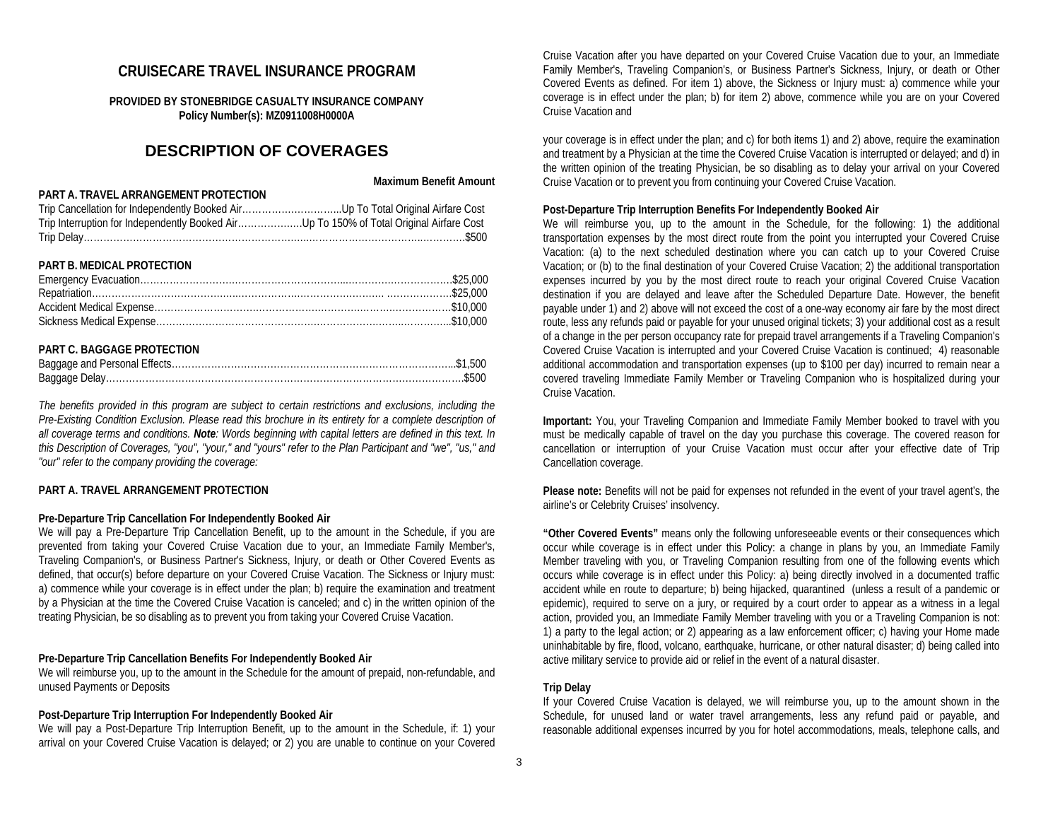# CRUISECARE TRAVEL INSURANCE PROGRAM

**PROVIDED BY STONEBRIDGE CASUALTY INSURANCE COMPANY**
**Policy Number(s): MZ0911008H0000A**

## DESCRIPTION OF COVERAGES

| | Maximum Benefit Amount |
|---|---|
| **PART A. TRAVEL ARRANGEMENT PROTECTION** | |
| Trip Cancellation for Independently Booked Air | Up To Total Original Airfare Cost |
| Trip Interruption for Independently Booked Air | Up To 150% of Total Original Airfare Cost |
| Trip Delay | $500 |
| **PART B. MEDICAL PROTECTION** | |
| Emergency Evacuation | $25,000 |
| Repatriation | $25,000 |
| Accident Medical Expense | $10,000 |
| Sickness Medical Expense | $10,000 |
| **PART C. BAGGAGE PROTECTION** | |
| Baggage and Personal Effects | $1,500 |
| Baggage Delay | $500 |

*The benefits provided in this program are subject to certain restrictions and exclusions, including the Pre-Existing Condition Exclusion. Please read this brochure in its entirety for a complete description of all coverage terms and conditions. **Note**: Words beginning with capital letters are defined in this text. In this Description of Coverages, "you", "your," and "yours" refer to the Plan Participant and "we", "us," and "our" refer to the company providing the coverage:*

### PART A. TRAVEL ARRANGEMENT PROTECTION

**Pre-Departure Trip Cancellation For Independently Booked Air**
We will pay a Pre-Departure Trip Cancellation Benefit, up to the amount in the Schedule, if you are prevented from taking your Covered Cruise Vacation due to your, an Immediate Family Member's, Traveling Companion's, or Business Partner's Sickness, Injury, or death or Other Covered Events as defined, that occur(s) before departure on your Covered Cruise Vacation. The Sickness or Injury must: a) commence while your coverage is in effect under the plan; b) require the examination and treatment by a Physician at the time the Covered Cruise Vacation is canceled; and c) in the written opinion of the treating Physician, be so disabling as to prevent you from taking your Covered Cruise Vacation.

**Pre-Departure Trip Cancellation Benefits For Independently Booked Air**
We will reimburse you, up to the amount in the Schedule for the amount of prepaid, non-refundable, and unused Payments or Deposits

**Post-Departure Trip Interruption For Independently Booked Air**
We will pay a Post-Departure Trip Interruption Benefit, up to the amount in the Schedule, if: 1) your arrival on your Covered Cruise Vacation is delayed; or 2) you are unable to continue on your Covered Cruise Vacation after you have departed on your Covered Cruise Vacation due to your, an Immediate Family Member's, Traveling Companion's, or Business Partner's Sickness, Injury, or death or Other Covered Events as defined. For item 1) above, the Sickness or Injury must: a) commence while your coverage is in effect under the plan; b) for item 2) above, commence while you are on your Covered Cruise Vacation and

your coverage is in effect under the plan; and c) for both items 1) and 2) above, require the examination and treatment by a Physician at the time the Covered Cruise Vacation is interrupted or delayed; and d) in the written opinion of the treating Physician, be so disabling as to delay your arrival on your Covered Cruise Vacation or to prevent you from continuing your Covered Cruise Vacation.

**Post-Departure Trip Interruption Benefits For Independently Booked Air**
We will reimburse you, up to the amount in the Schedule, for the following: 1) the additional transportation expenses by the most direct route from the point you interrupted your Covered Cruise Vacation: (a) to the next scheduled destination where you can catch up to your Covered Cruise Vacation; or (b) to the final destination of your Covered Cruise Vacation; 2) the additional transportation expenses incurred by you by the most direct route to reach your original Covered Cruise Vacation destination if you are delayed and leave after the Scheduled Departure Date. However, the benefit payable under 1) and 2) above will not exceed the cost of a one-way economy air fare by the most direct route, less any refunds paid or payable for your unused original tickets; 3) your additional cost as a result of a change in the per person occupancy rate for prepaid travel arrangements if a Traveling Companion's Covered Cruise Vacation is interrupted and your Covered Cruise Vacation is continued; 4) reasonable additional accommodation and transportation expenses (up to $100 per day) incurred to remain near a covered traveling Immediate Family Member or Traveling Companion who is hospitalized during your Cruise Vacation.

**Important:** You, your Traveling Companion and Immediate Family Member booked to travel with you must be medically capable of travel on the day you purchase this coverage. The covered reason for cancellation or interruption of your Cruise Vacation must occur after your effective date of Trip Cancellation coverage.

**Please note:** Benefits will not be paid for expenses not refunded in the event of your travel agent's, the airline's or Celebrity Cruises' insolvency.

**"Other Covered Events"** means only the following unforeseeable events or their consequences which occur while coverage is in effect under this Policy: a change in plans by you, an Immediate Family Member traveling with you, or Traveling Companion resulting from one of the following events which occurs while coverage is in effect under this Policy: a) being directly involved in a documented traffic accident while en route to departure; b) being hijacked, quarantined (unless a result of a pandemic or epidemic), required to serve on a jury, or required by a court order to appear as a witness in a legal action, provided you, an Immediate Family Member traveling with you or a Traveling Companion is not: 1) a party to the legal action; or 2) appearing as a law enforcement officer; c) having your Home made uninhabitable by fire, flood, volcano, earthquake, hurricane, or other natural disaster; d) being called into active military service to provide aid or relief in the event of a natural disaster.

**Trip Delay**
If your Covered Cruise Vacation is delayed, we will reimburse you, up to the amount shown in the Schedule, for unused land or water travel arrangements, less any refund paid or payable, and reasonable additional expenses incurred by you for hotel accommodations, meals, telephone calls, and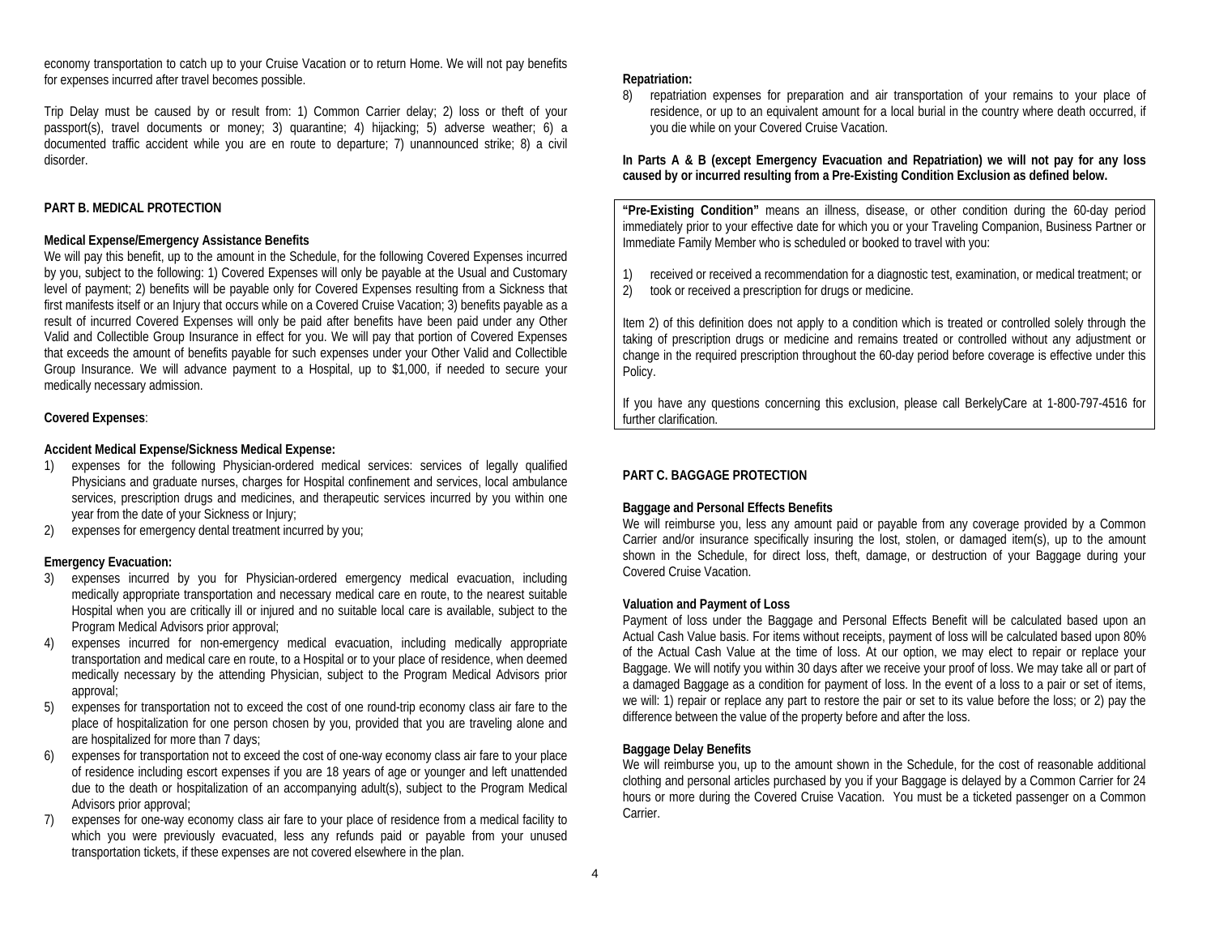economy transportation to catch up to your Cruise Vacation or to return Home. We will not pay benefits for expenses incurred after travel becomes possible.

Trip Delay must be caused by or result from: 1) Common Carrier delay; 2) loss or theft of your passport(s), travel documents or money; 3) quarantine; 4) hijacking; 5) adverse weather; 6) a documented traffic accident while you are en route to departure; 7) unannounced strike; 8) a civil disorder.

## PART B. MEDICAL PROTECTION

**Medical Expense/Emergency Assistance Benefits**

We will pay this benefit, up to the amount in the Schedule, for the following Covered Expenses incurred by you, subject to the following: 1) Covered Expenses will only be payable at the Usual and Customary level of payment; 2) benefits will be payable only for Covered Expenses resulting from a Sickness that first manifests itself or an Injury that occurs while on a Covered Cruise Vacation; 3) benefits payable as a result of incurred Covered Expenses will only be paid after benefits have been paid under any Other Valid and Collectible Group Insurance in effect for you. We will pay that portion of Covered Expenses that exceeds the amount of benefits payable for such expenses under your Other Valid and Collectible Group Insurance. We will advance payment to a Hospital, up to $1,000, if needed to secure your medically necessary admission.

**Covered Expenses**:

**Accident Medical Expense/Sickness Medical Expense:**

1) expenses for the following Physician-ordered medical services: services of legally qualified Physicians and graduate nurses, charges for Hospital confinement and services, local ambulance services, prescription drugs and medicines, and therapeutic services incurred by you within one year from the date of your Sickness or Injury;
2) expenses for emergency dental treatment incurred by you;

**Emergency Evacuation:**

3) expenses incurred by you for Physician-ordered emergency medical evacuation, including medically appropriate transportation and necessary medical care en route, to the nearest suitable Hospital when you are critically ill or injured and no suitable local care is available, subject to the Program Medical Advisors prior approval;
4) expenses incurred for non-emergency medical evacuation, including medically appropriate transportation and medical care en route, to a Hospital or to your place of residence, when deemed medically necessary by the attending Physician, subject to the Program Medical Advisors prior approval;
5) expenses for transportation not to exceed the cost of one round-trip economy class air fare to the place of hospitalization for one person chosen by you, provided that you are traveling alone and are hospitalized for more than 7 days;
6) expenses for transportation not to exceed the cost of one-way economy class air fare to your place of residence including escort expenses if you are 18 years of age or younger and left unattended due to the death or hospitalization of an accompanying adult(s), subject to the Program Medical Advisors prior approval;
7) expenses for one-way economy class air fare to your place of residence from a medical facility to which you were previously evacuated, less any refunds paid or payable from your unused transportation tickets, if these expenses are not covered elsewhere in the plan.

**Repatriation:**

8) repatriation expenses for preparation and air transportation of your remains to your place of residence, or up to an equivalent amount for a local burial in the country where death occurred, if you die while on your Covered Cruise Vacation.

**In Parts A & B (except Emergency Evacuation and Repatriation) we will not pay for any loss caused by or incurred resulting from a Pre-Existing Condition Exclusion as defined below.**

**"Pre-Existing Condition"** means an illness, disease, or other condition during the 60-day period immediately prior to your effective date for which you or your Traveling Companion, Business Partner or Immediate Family Member who is scheduled or booked to travel with you:

1) received or received a recommendation for a diagnostic test, examination, or medical treatment; or
2) took or received a prescription for drugs or medicine.

Item 2) of this definition does not apply to a condition which is treated or controlled solely through the taking of prescription drugs or medicine and remains treated or controlled without any adjustment or change in the required prescription throughout the 60-day period before coverage is effective under this Policy.

If you have any questions concerning this exclusion, please call BerkelyCare at 1-800-797-4516 for further clarification.

## PART C. BAGGAGE PROTECTION

**Baggage and Personal Effects Benefits**

We will reimburse you, less any amount paid or payable from any coverage provided by a Common Carrier and/or insurance specifically insuring the lost, stolen, or damaged item(s), up to the amount shown in the Schedule, for direct loss, theft, damage, or destruction of your Baggage during your Covered Cruise Vacation.

**Valuation and Payment of Loss**

Payment of loss under the Baggage and Personal Effects Benefit will be calculated based upon an Actual Cash Value basis. For items without receipts, payment of loss will be calculated based upon 80% of the Actual Cash Value at the time of loss. At our option, we may elect to repair or replace your Baggage. We will notify you within 30 days after we receive your proof of loss. We may take all or part of a damaged Baggage as a condition for payment of loss. In the event of a loss to a pair or set of items, we will: 1) repair or replace any part to restore the pair or set to its value before the loss; or 2) pay the difference between the value of the property before and after the loss.

**Baggage Delay Benefits**

We will reimburse you, up to the amount shown in the Schedule, for the cost of reasonable additional clothing and personal articles purchased by you if your Baggage is delayed by a Common Carrier for 24 hours or more during the Covered Cruise Vacation. You must be a ticketed passenger on a Common Carrier.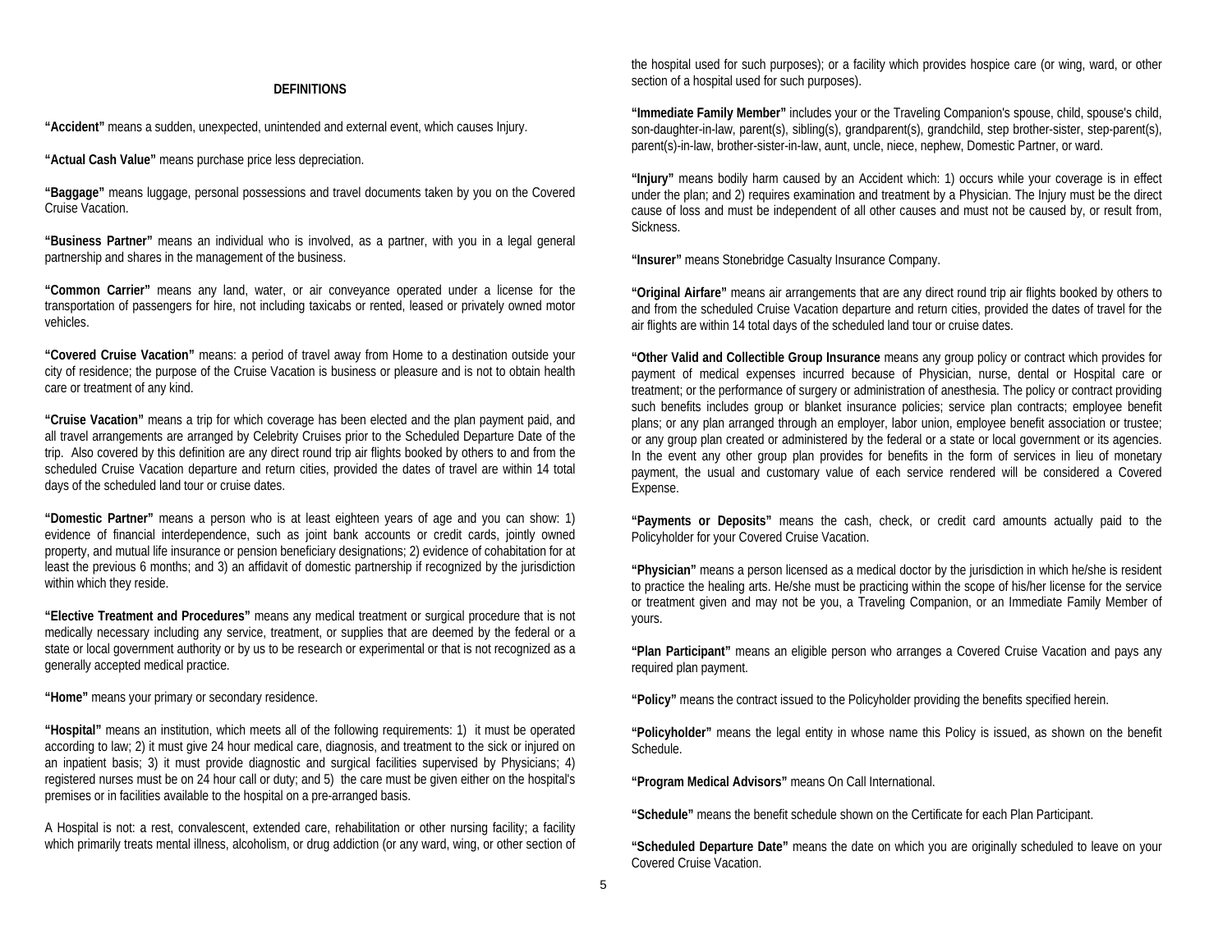## DEFINITIONS

**"Accident"** means a sudden, unexpected, unintended and external event, which causes Injury.

**"Actual Cash Value"** means purchase price less depreciation.

**"Baggage"** means luggage, personal possessions and travel documents taken by you on the Covered Cruise Vacation.

**"Business Partner"** means an individual who is involved, as a partner, with you in a legal general partnership and shares in the management of the business.

**"Common Carrier"** means any land, water, or air conveyance operated under a license for the transportation of passengers for hire, not including taxicabs or rented, leased or privately owned motor vehicles.

**"Covered Cruise Vacation"** means: a period of travel away from Home to a destination outside your city of residence; the purpose of the Cruise Vacation is business or pleasure and is not to obtain health care or treatment of any kind.

**"Cruise Vacation"** means a trip for which coverage has been elected and the plan payment paid, and all travel arrangements are arranged by Celebrity Cruises prior to the Scheduled Departure Date of the trip. Also covered by this definition are any direct round trip air flights booked by others to and from the scheduled Cruise Vacation departure and return cities, provided the dates of travel are within 14 total days of the scheduled land tour or cruise dates.

**"Domestic Partner"** means a person who is at least eighteen years of age and you can show: 1) evidence of financial interdependence, such as joint bank accounts or credit cards, jointly owned property, and mutual life insurance or pension beneficiary designations; 2) evidence of cohabitation for at least the previous 6 months; and 3) an affidavit of domestic partnership if recognized by the jurisdiction within which they reside.

**"Elective Treatment and Procedures"** means any medical treatment or surgical procedure that is not medically necessary including any service, treatment, or supplies that are deemed by the federal or a state or local government authority or by us to be research or experimental or that is not recognized as a generally accepted medical practice.

**"Home"** means your primary or secondary residence.

**"Hospital"** means an institution, which meets all of the following requirements: 1) it must be operated according to law; 2) it must give 24 hour medical care, diagnosis, and treatment to the sick or injured on an inpatient basis; 3) it must provide diagnostic and surgical facilities supervised by Physicians; 4) registered nurses must be on 24 hour call or duty; and 5) the care must be given either on the hospital's premises or in facilities available to the hospital on a pre-arranged basis.

A Hospital is not: a rest, convalescent, extended care, rehabilitation or other nursing facility; a facility which primarily treats mental illness, alcoholism, or drug addiction (or any ward, wing, or other section of the hospital used for such purposes); or a facility which provides hospice care (or wing, ward, or other section of a hospital used for such purposes).

**"Immediate Family Member"** includes your or the Traveling Companion's spouse, child, spouse's child, son-daughter-in-law, parent(s), sibling(s), grandparent(s), grandchild, step brother-sister, step-parent(s), parent(s)-in-law, brother-sister-in-law, aunt, uncle, niece, nephew, Domestic Partner, or ward.

**"Injury"** means bodily harm caused by an Accident which: 1) occurs while your coverage is in effect under the plan; and 2) requires examination and treatment by a Physician. The Injury must be the direct cause of loss and must be independent of all other causes and must not be caused by, or result from, Sickness.

**"Insurer"** means Stonebridge Casualty Insurance Company.

**"Original Airfare"** means air arrangements that are any direct round trip air flights booked by others to and from the scheduled Cruise Vacation departure and return cities, provided the dates of travel for the air flights are within 14 total days of the scheduled land tour or cruise dates.

**"Other Valid and Collectible Group Insurance** means any group policy or contract which provides for payment of medical expenses incurred because of Physician, nurse, dental or Hospital care or treatment; or the performance of surgery or administration of anesthesia. The policy or contract providing such benefits includes group or blanket insurance policies; service plan contracts; employee benefit plans; or any plan arranged through an employer, labor union, employee benefit association or trustee; or any group plan created or administered by the federal or a state or local government or its agencies. In the event any other group plan provides for benefits in the form of services in lieu of monetary payment, the usual and customary value of each service rendered will be considered a Covered Expense.

**"Payments or Deposits"** means the cash, check, or credit card amounts actually paid to the Policyholder for your Covered Cruise Vacation.

**"Physician"** means a person licensed as a medical doctor by the jurisdiction in which he/she is resident to practice the healing arts. He/she must be practicing within the scope of his/her license for the service or treatment given and may not be you, a Traveling Companion, or an Immediate Family Member of yours.

**"Plan Participant"** means an eligible person who arranges a Covered Cruise Vacation and pays any required plan payment.

**"Policy"** means the contract issued to the Policyholder providing the benefits specified herein.

**"Policyholder"** means the legal entity in whose name this Policy is issued, as shown on the benefit Schedule.

**"Program Medical Advisors"** means On Call International.

**"Schedule"** means the benefit schedule shown on the Certificate for each Plan Participant.

**"Scheduled Departure Date"** means the date on which you are originally scheduled to leave on your Covered Cruise Vacation.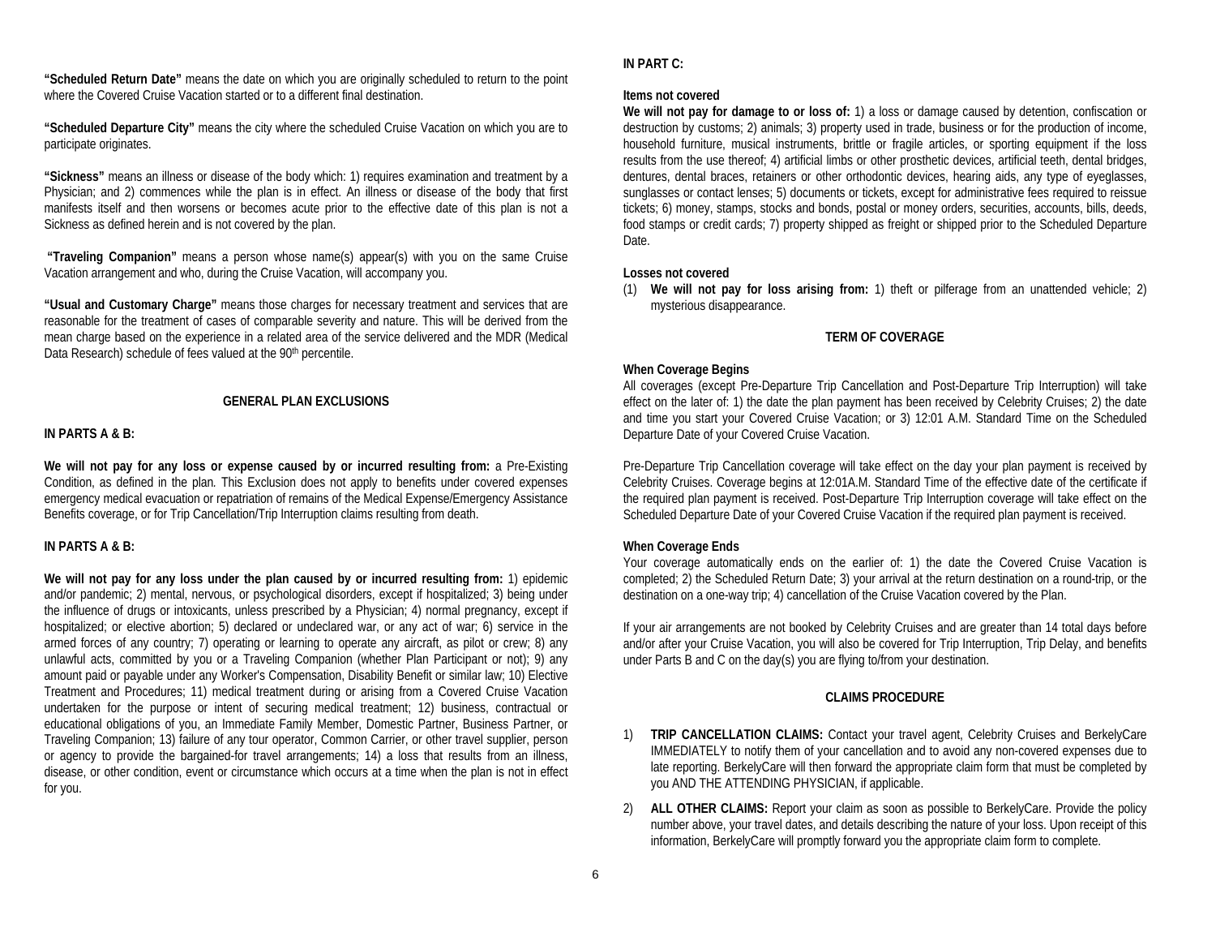**"Scheduled Return Date"** means the date on which you are originally scheduled to return to the point where the Covered Cruise Vacation started or to a different final destination.

**"Scheduled Departure City"** means the city where the scheduled Cruise Vacation on which you are to participate originates.

**"Sickness"** means an illness or disease of the body which: 1) requires examination and treatment by a Physician; and 2) commences while the plan is in effect. An illness or disease of the body that first manifests itself and then worsens or becomes acute prior to the effective date of this plan is not a Sickness as defined herein and is not covered by the plan.

**"Traveling Companion"** means a person whose name(s) appear(s) with you on the same Cruise Vacation arrangement and who, during the Cruise Vacation, will accompany you.

**"Usual and Customary Charge"** means those charges for necessary treatment and services that are reasonable for the treatment of cases of comparable severity and nature. This will be derived from the mean charge based on the experience in a related area of the service delivered and the MDR (Medical Data Research) schedule of fees valued at the 90th percentile.

## GENERAL PLAN EXCLUSIONS

**IN PARTS A & B:**

**We will not pay for any loss or expense caused by or incurred resulting from:** a Pre-Existing Condition, as defined in the plan. This Exclusion does not apply to benefits under covered expenses emergency medical evacuation or repatriation of remains of the Medical Expense/Emergency Assistance Benefits coverage, or for Trip Cancellation/Trip Interruption claims resulting from death.

**IN PARTS A & B:**

**We will not pay for any loss under the plan caused by or incurred resulting from:** 1) epidemic and/or pandemic; 2) mental, nervous, or psychological disorders, except if hospitalized; 3) being under the influence of drugs or intoxicants, unless prescribed by a Physician; 4) normal pregnancy, except if hospitalized; or elective abortion; 5) declared or undeclared war, or any act of war; 6) service in the armed forces of any country; 7) operating or learning to operate any aircraft, as pilot or crew; 8) any unlawful acts, committed by you or a Traveling Companion (whether Plan Participant or not); 9) any amount paid or payable under any Worker's Compensation, Disability Benefit or similar law; 10) Elective Treatment and Procedures; 11) medical treatment during or arising from a Covered Cruise Vacation undertaken for the purpose or intent of securing medical treatment; 12) business, contractual or educational obligations of you, an Immediate Family Member, Domestic Partner, Business Partner, or Traveling Companion; 13) failure of any tour operator, Common Carrier, or other travel supplier, person or agency to provide the bargained-for travel arrangements; 14) a loss that results from an illness, disease, or other condition, event or circumstance which occurs at a time when the plan is not in effect for you.

**IN PART C:**

**Items not covered**

**We will not pay for damage to or loss of:** 1) a loss or damage caused by detention, confiscation or destruction by customs; 2) animals; 3) property used in trade, business or for the production of income, household furniture, musical instruments, brittle or fragile articles, or sporting equipment if the loss results from the use thereof; 4) artificial limbs or other prosthetic devices, artificial teeth, dental bridges, dentures, dental braces, retainers or other orthodontic devices, hearing aids, any type of eyeglasses, sunglasses or contact lenses; 5) documents or tickets, except for administrative fees required to reissue tickets; 6) money, stamps, stocks and bonds, postal or money orders, securities, accounts, bills, deeds, food stamps or credit cards; 7) property shipped as freight or shipped prior to the Scheduled Departure Date.

**Losses not covered**

(1) **We will not pay for loss arising from:** 1) theft or pilferage from an unattended vehicle; 2) mysterious disappearance.

## TERM OF COVERAGE

**When Coverage Begins**

All coverages (except Pre-Departure Trip Cancellation and Post-Departure Trip Interruption) will take effect on the later of: 1) the date the plan payment has been received by Celebrity Cruises; 2) the date and time you start your Covered Cruise Vacation; or 3) 12:01 A.M. Standard Time on the Scheduled Departure Date of your Covered Cruise Vacation.

Pre-Departure Trip Cancellation coverage will take effect on the day your plan payment is received by Celebrity Cruises. Coverage begins at 12:01A.M. Standard Time of the effective date of the certificate if the required plan payment is received. Post-Departure Trip Interruption coverage will take effect on the Scheduled Departure Date of your Covered Cruise Vacation if the required plan payment is received.

**When Coverage Ends**

Your coverage automatically ends on the earlier of: 1) the date the Covered Cruise Vacation is completed; 2) the Scheduled Return Date; 3) your arrival at the return destination on a round-trip, or the destination on a one-way trip; 4) cancellation of the Cruise Vacation covered by the Plan.

If your air arrangements are not booked by Celebrity Cruises and are greater than 14 total days before and/or after your Cruise Vacation, you will also be covered for Trip Interruption, Trip Delay, and benefits under Parts B and C on the day(s) you are flying to/from your destination.

## CLAIMS PROCEDURE

1) **TRIP CANCELLATION CLAIMS:** Contact your travel agent, Celebrity Cruises and BerkelyCare IMMEDIATELY to notify them of your cancellation and to avoid any non-covered expenses due to late reporting. BerkelyCare will then forward the appropriate claim form that must be completed by you AND THE ATTENDING PHYSICIAN, if applicable.

2) **ALL OTHER CLAIMS:** Report your claim as soon as possible to BerkelyCare. Provide the policy number above, your travel dates, and details describing the nature of your loss. Upon receipt of this information, BerkelyCare will promptly forward you the appropriate claim form to complete.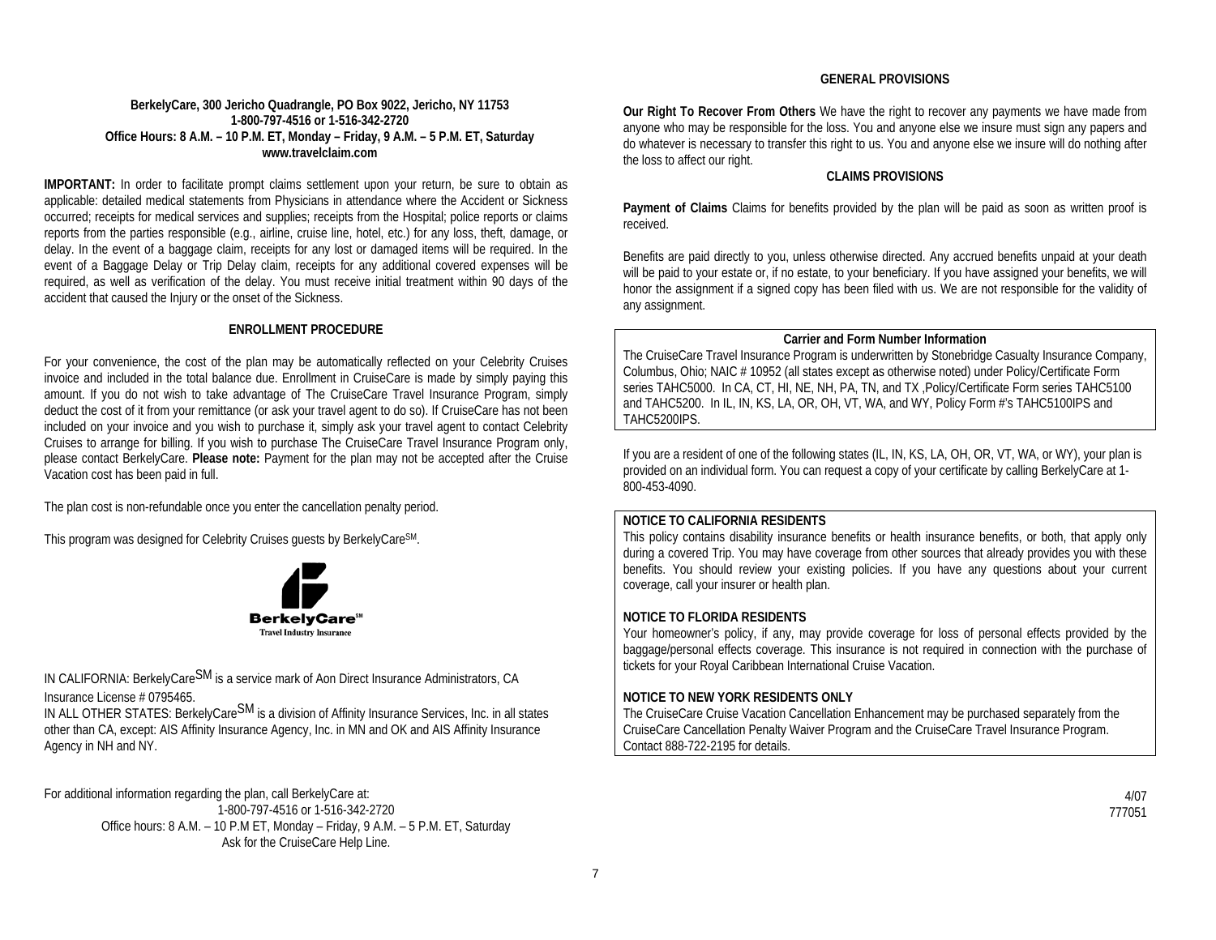**BerkelyCare, 300 Jericho Quadrangle, PO Box 9022, Jericho, NY 11753**
**1-800-797-4516 or 1-516-342-2720**
**Office Hours: 8 A.M. – 10 P.M. ET, Monday – Friday, 9 A.M. – 5 P.M. ET, Saturday**
**www.travelclaim.com**

**IMPORTANT:** In order to facilitate prompt claims settlement upon your return, be sure to obtain as applicable: detailed medical statements from Physicians in attendance where the Accident or Sickness occurred; receipts for medical services and supplies; receipts from the Hospital; police reports or claims reports from the parties responsible (e.g., airline, cruise line, hotel, etc.) for any loss, theft, damage, or delay. In the event of a baggage claim, receipts for any lost or damaged items will be required. In the event of a Baggage Delay or Trip Delay claim, receipts for any additional covered expenses will be required, as well as verification of the delay. You must receive initial treatment within 90 days of the accident that caused the Injury or the onset of the Sickness.

## ENROLLMENT PROCEDURE

For your convenience, the cost of the plan may be automatically reflected on your Celebrity Cruises invoice and included in the total balance due. Enrollment in CruiseCare is made by simply paying this amount. If you do not wish to take advantage of The CruiseCare Travel Insurance Program, simply deduct the cost of it from your remittance (or ask your travel agent to do so). If CruiseCare has not been included on your invoice and you wish to purchase it, simply ask your travel agent to contact Celebrity Cruises to arrange for billing. If you wish to purchase The CruiseCare Travel Insurance Program only, please contact BerkelyCare. **Please note:** Payment for the plan may not be accepted after the Cruise Vacation cost has been paid in full.

The plan cost is non-refundable once you enter the cancellation penalty period.

This program was designed for Celebrity Cruises guests by BerkelyCare[SM].

BerkelyCare[SM]
Travel Industry Insurance

IN CALIFORNIA: BerkelyCare[SM] is a service mark of Aon Direct Insurance Administrators, CA Insurance License # 0795465.
IN ALL OTHER STATES: BerkelyCare[SM] is a division of Affinity Insurance Services, Inc. in all states other than CA, except: AIS Affinity Insurance Agency, Inc. in MN and OK and AIS Affinity Insurance Agency in NH and NY.

For additional information regarding the plan, call BerkelyCare at:
1-800-797-4516 or 1-516-342-2720
Office hours: 8 A.M. – 10 P.M ET, Monday – Friday, 9 A.M. – 5 P.M. ET, Saturday
Ask for the CruiseCare Help Line.

## GENERAL PROVISIONS

**Our Right To Recover From Others** We have the right to recover any payments we have made from anyone who may be responsible for the loss. You and anyone else we insure must sign any papers and do whatever is necessary to transfer this right to us. You and anyone else we insure will do nothing after the loss to affect our right.

## CLAIMS PROVISIONS

**Payment of Claims** Claims for benefits provided by the plan will be paid as soon as written proof is received.

Benefits are paid directly to you, unless otherwise directed. Any accrued benefits unpaid at your death will be paid to your estate or, if no estate, to your beneficiary. If you have assigned your benefits, we will honor the assignment if a signed copy has been filed with us. We are not responsible for the validity of any assignment.

**Carrier and Form Number Information**

The CruiseCare Travel Insurance Program is underwritten by Stonebridge Casualty Insurance Company, Columbus, Ohio; NAIC # 10952 (all states except as otherwise noted) under Policy/Certificate Form series TAHC5000. In CA, CT, HI, NE, NH, PA, TN, and TX ,Policy/Certificate Form series TAHC5100 and TAHC5200. In IL, IN, KS, LA, OR, OH, VT, WA, and WY, Policy Form #'s TAHC5100IPS and TAHC5200IPS.

If you are a resident of one of the following states (IL, IN, KS, LA, OH, OR, VT, WA, or WY), your plan is provided on an individual form. You can request a copy of your certificate by calling BerkelyCare at 1-800-453-4090.

**NOTICE TO CALIFORNIA RESIDENTS**

This policy contains disability insurance benefits or health insurance benefits, or both, that apply only during a covered Trip. You may have coverage from other sources that already provides you with these benefits. You should review your existing policies. If you have any questions about your current coverage, call your insurer or health plan.

**NOTICE TO FLORIDA RESIDENTS**

Your homeowner's policy, if any, may provide coverage for loss of personal effects provided by the baggage/personal effects coverage. This insurance is not required in connection with the purchase of tickets for your Royal Caribbean International Cruise Vacation.

**NOTICE TO NEW YORK RESIDENTS ONLY**

The CruiseCare Cruise Vacation Cancellation Enhancement may be purchased separately from the CruiseCare Cancellation Penalty Waiver Program and the CruiseCare Travel Insurance Program. Contact 888-722-2195 for details.

4/07
777051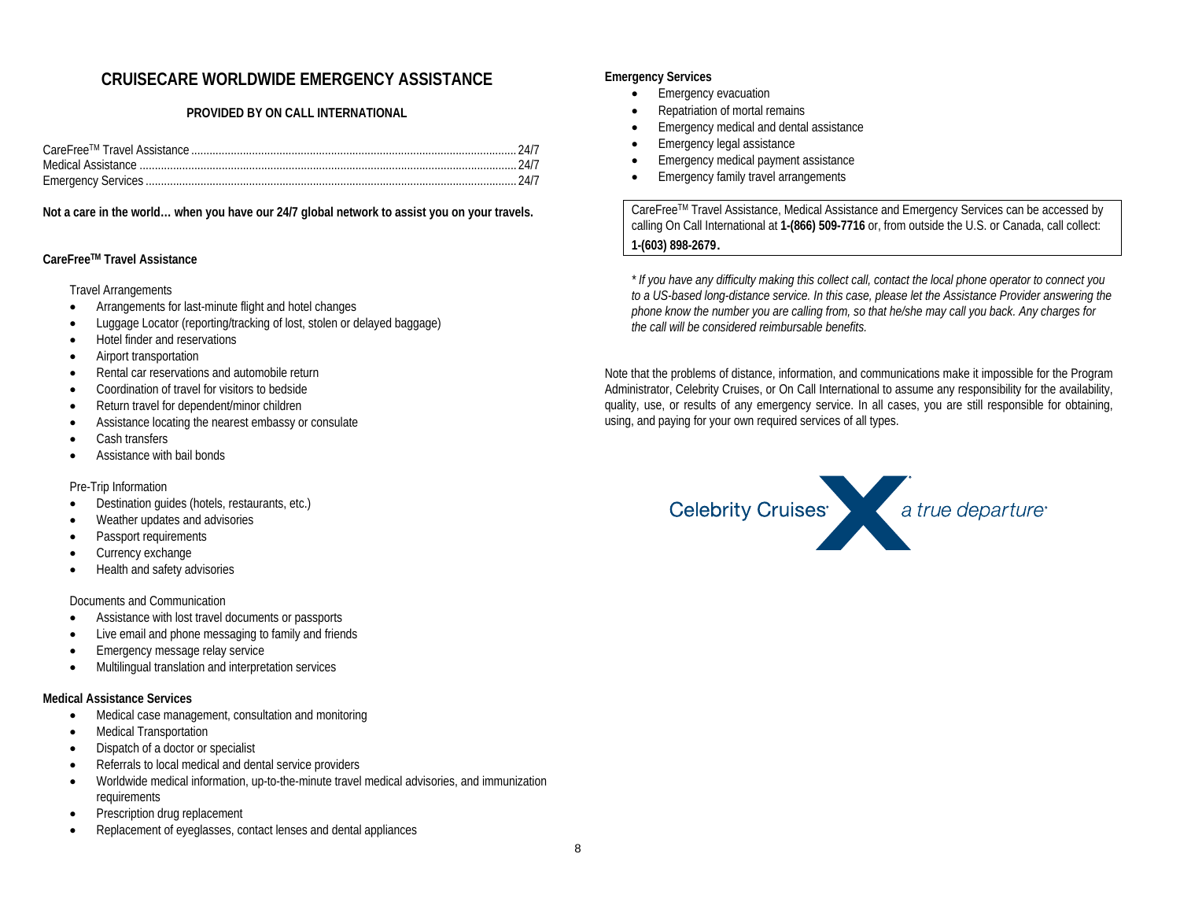# CRUISECARE WORLDWIDE EMERGENCY ASSISTANCE

**PROVIDED BY ON CALL INTERNATIONAL**

| | |
|---|---|
| CareFree™ Travel Assistance | 24/7 |
| Medical Assistance | 24/7 |
| Emergency Services | 24/7 |

**Not a care in the world… when you have our 24/7 global network to assist you on your travels.**

### CareFree™ Travel Assistance

Travel Arrangements

- Arrangements for last-minute flight and hotel changes
- Luggage Locator (reporting/tracking of lost, stolen or delayed baggage)
- Hotel finder and reservations
- Airport transportation
- Rental car reservations and automobile return
- Coordination of travel for visitors to bedside
- Return travel for dependent/minor children
- Assistance locating the nearest embassy or consulate
- Cash transfers
- Assistance with bail bonds

Pre-Trip Information

- Destination guides (hotels, restaurants, etc.)
- Weather updates and advisories
- Passport requirements
- Currency exchange
- Health and safety advisories

Documents and Communication

- Assistance with lost travel documents or passports
- Live email and phone messaging to family and friends
- Emergency message relay service
- Multilingual translation and interpretation services

### Medical Assistance Services

- Medical case management, consultation and monitoring
- Medical Transportation
- Dispatch of a doctor or specialist
- Referrals to local medical and dental service providers
- Worldwide medical information, up-to-the-minute travel medical advisories, and immunization requirements
- Prescription drug replacement
- Replacement of eyeglasses, contact lenses and dental appliances

### Emergency Services

- Emergency evacuation
- Repatriation of mortal remains
- Emergency medical and dental assistance
- Emergency legal assistance
- Emergency medical payment assistance
- Emergency family travel arrangements

CareFree™ Travel Assistance, Medical Assistance and Emergency Services can be accessed by calling On Call International at **1-(866) 509-7716** or, from outside the U.S. or Canada, call collect: **1-(603) 898-2679.**

*\* If you have any difficulty making this collect call, contact the local phone operator to connect you to a US-based long-distance service. In this case, please let the Assistance Provider answering the phone know the number you are calling from, so that he/she may call you back. Any charges for the call will be considered reimbursable benefits.*

Note that the problems of distance, information, and communications make it impossible for the Program Administrator, Celebrity Cruises, or On Call International to assume any responsibility for the availability, quality, use, or results of any emergency service. In all cases, you are still responsible for obtaining, using, and paying for your own required services of all types.

Celebrity Cruises® a true departure®